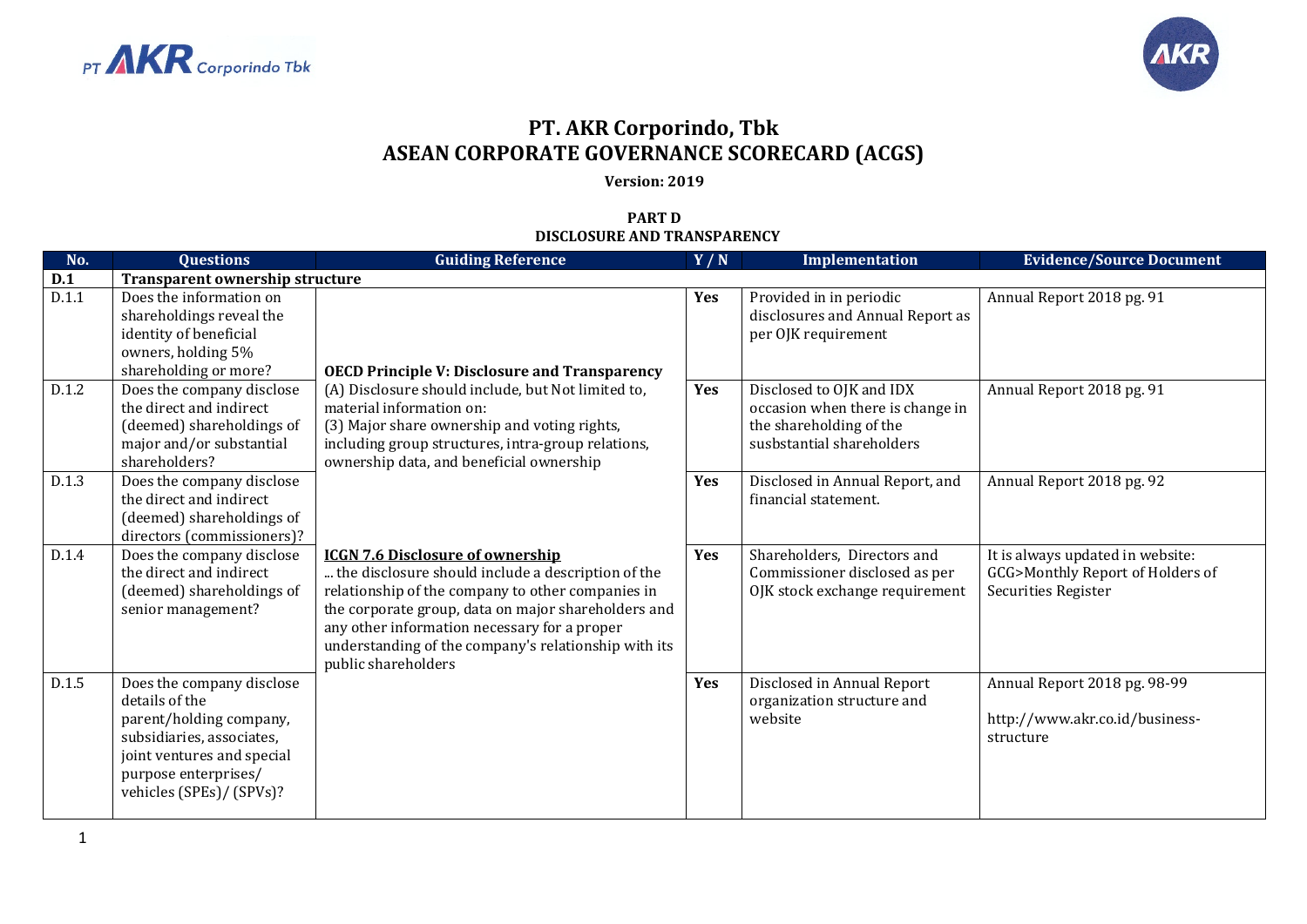# PT. AKR Corporindo, Tbk
# ASEAN CORPORATE GOVERNANCE SCORECARD (ACGS)

**Version: 2019**

**PART D**
**DISCLOSURE AND TRANSPARENCY**

| No. | Questions | Guiding Reference | Y / N | Implementation | Evidence/Source Document |
|---|---|---|---|---|---|
| **D.1** | **Transparent ownership structure** | | | | |
| D.1.1 | Does the information on shareholdings reveal the identity of beneficial owners, holding 5% shareholding or more? | **OECD Principle V: Disclosure and Transparency** (A) Disclosure should include, but Not limited to, material information on: (3) Major share ownership and voting rights, including group structures, intra-group relations, ownership data, and beneficial ownership | **Yes** | Provided in in periodic disclosures and Annual Report as per OJK requirement | Annual Report 2018 pg. 91 |
| D.1.2 | Does the company disclose the direct and indirect (deemed) shareholdings of major and/or substantial shareholders? | | **Yes** | Disclosed to OJK and IDX occasion when there is change in the shareholding of the susbstantial shareholders | Annual Report 2018 pg. 91 |
| D.1.3 | Does the company disclose the direct and indirect (deemed) shareholdings of directors (commissioners)? | | **Yes** | Disclosed in Annual Report, and financial statement. | Annual Report 2018 pg. 92 |
| D.1.4 | Does the company disclose the direct and indirect (deemed) shareholdings of senior management? | **ICGN 7.6 Disclosure of ownership** ... the disclosure should include a description of the relationship of the company to other companies in the corporate group, data on major shareholders and any other information necessary for a proper understanding of the company's relationship with its public shareholders | **Yes** | Shareholders, Directors and Commissioner disclosed as per OJK stock exchange requirement | It is always updated in website: GCG>Monthly Report of Holders of Securities Register |
| D.1.5 | Does the company disclose details of the parent/holding company, subsidiaries, associates, joint ventures and special purpose enterprises/ vehicles (SPEs)/ (SPVs)? | | **Yes** | Disclosed in Annual Report organization structure and website | Annual Report 2018 pg. 98-99<br><br>http://www.akr.co.id/business-structure |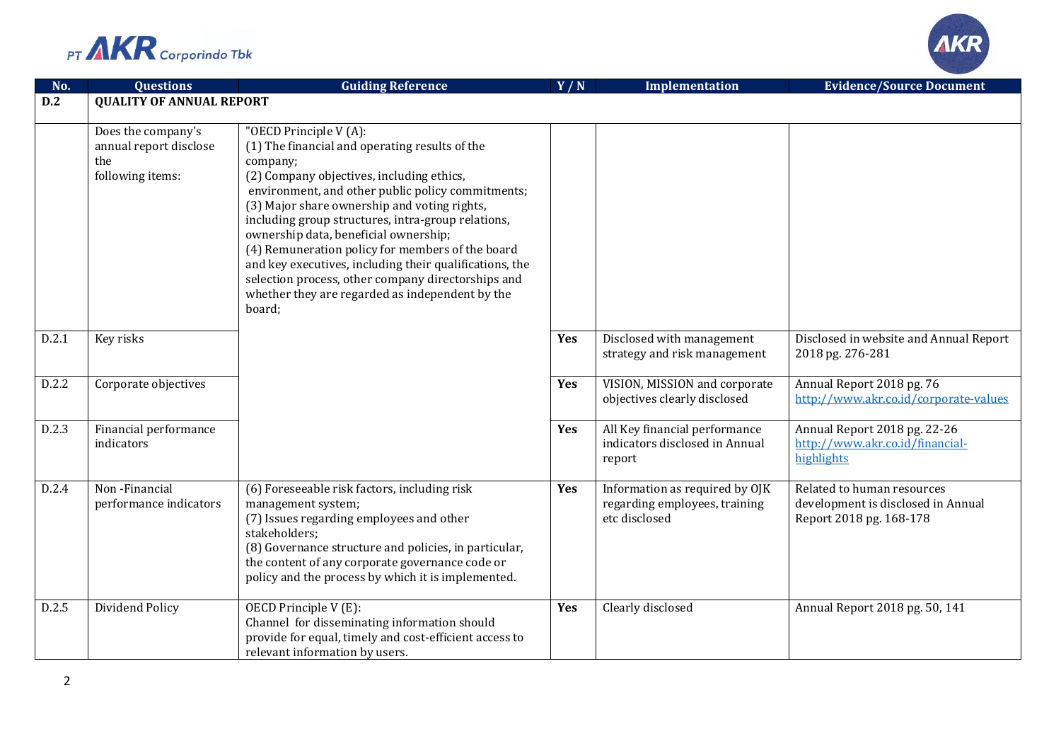| No. | Questions | Guiding Reference | Y / N | Implementation | Evidence/Source Document |
|---|---|---|---|---|---|
| **D.2** | **QUALITY OF ANNUAL REPORT** | | | | |
| | Does the company's annual report disclose the following items: | "OECD Principle V (A): (1) The financial and operating results of the company; (2) Company objectives, including ethics, environment, and other public policy commitments; (3) Major share ownership and voting rights, including group structures, intra-group relations, ownership data, beneficial ownership; (4) Remuneration policy for members of the board and key executives, including their qualifications, the selection process, other company directorships and whether they are regarded as independent by the board; | | | |
| D.2.1 | Key risks | | **Yes** | Disclosed with management strategy and risk management | Disclosed in website and Annual Report 2018 pg. 276-281 |
| D.2.2 | Corporate objectives | | **Yes** | VISION, MISSION and corporate objectives clearly disclosed | Annual Report 2018 pg. 76 http://www.akr.co.id/corporate-values |
| D.2.3 | Financial performance indicators | | **Yes** | All Key financial performance indicators disclosed in Annual report | Annual Report 2018 pg. 22-26 http://www.akr.co.id/financial-highlights |
| D.2.4 | Non -Financial performance indicators | (6) Foreseeable risk factors, including risk management system; (7) Issues regarding employees and other stakeholders; (8) Governance structure and policies, in particular, the content of any corporate governance code or policy and the process by which it is implemented. | **Yes** | Information as required by OJK regarding employees, training etc disclosed | Related to human resources development is disclosed in Annual Report 2018 pg. 168-178 |
| D.2.5 | Dividend Policy | OECD Principle V (E): Channel for disseminating information should provide for equal, timely and cost-efficient access to relevant information by users. | **Yes** | Clearly disclosed | Annual Report 2018 pg. 50, 141 |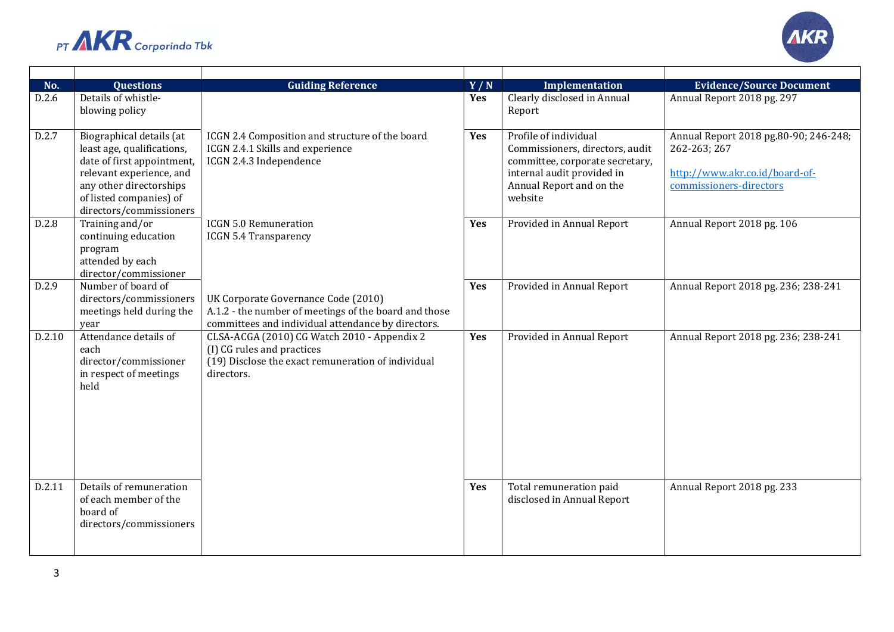| No. | Questions | Guiding Reference | Y / N | Implementation | Evidence/Source Document |
|---|---|---|---|---|---|
| D.2.6 | Details of whistle-blowing policy | | **Yes** | Clearly disclosed in Annual Report | Annual Report 2018 pg. 297 |
| D.2.7 | Biographical details (at least age, qualifications, date of first appointment, relevant experience, and any other directorships of listed companies) of directors/commissioners | ICGN 2.4 Composition and structure of the board<br>ICGN 2.4.1 Skills and experience<br>ICGN 2.4.3 Independence | **Yes** | Profile of individual Commissioners, directors, audit committee, corporate secretary, internal audit provided in Annual Report and on the website | Annual Report 2018 pg.80-90; 246-248; 262-263; 267<br><br>http://www.akr.co.id/board-of-commissioners-directors |
| D.2.8 | Training and/or continuing education program attended by each director/commissioner | ICGN 5.0 Remuneration<br>ICGN 5.4 Transparency | **Yes** | Provided in Annual Report | Annual Report 2018 pg. 106 |
| D.2.9 | Number of board of directors/commissioners meetings held during the year | UK Corporate Governance Code (2010)<br>A.1.2 - the number of meetings of the board and those committees and individual attendance by directors. | **Yes** | Provided in Annual Report | Annual Report 2018 pg. 236; 238-241 |
| D.2.10 | Attendance details of each director/commissioner in respect of meetings held | CLSA-ACGA (2010) CG Watch 2010 - Appendix 2<br>(I) CG rules and practices<br>(19) Disclose the exact remuneration of individual directors. | **Yes** | Provided in Annual Report | Annual Report 2018 pg. 236; 238-241 |
| D.2.11 | Details of remuneration of each member of the board of directors/commissioners | | **Yes** | Total remuneration paid disclosed in Annual Report | Annual Report 2018 pg. 233 |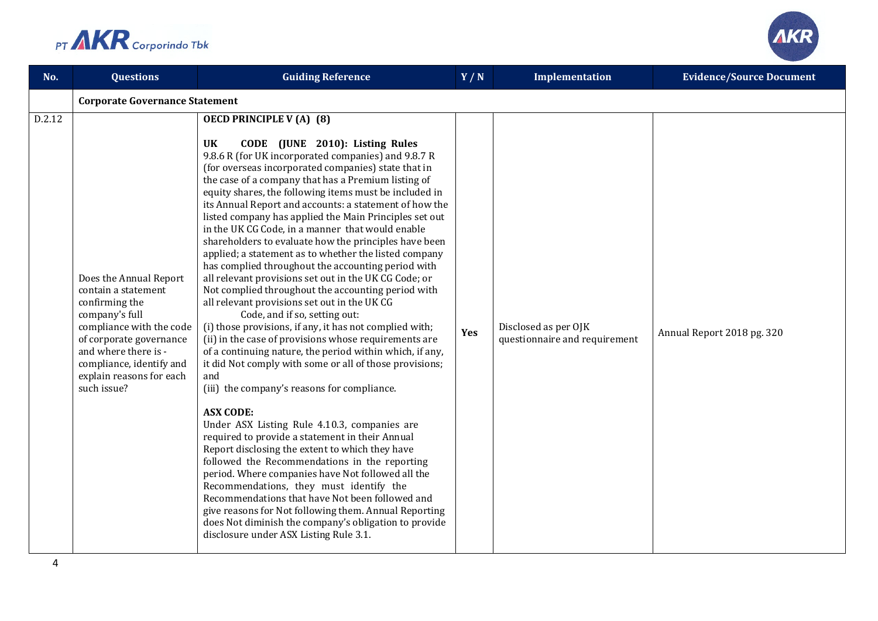| No. | Questions | Guiding Reference | Y / N | Implementation | Evidence/Source Document |
|---|---|---|---|---|---|
| | **Corporate Governance Statement** | | | | |
| D.2.12 | Does the Annual Report contain a statement confirming the company's full compliance with the code of corporate governance and where there is - compliance, identify and explain reasons for each such issue? | **OECD PRINCIPLE V (A) (8)**<br><br>**UK CODE (JUNE 2010): Listing Rules** 9.8.6 R (for UK incorporated companies) and 9.8.7 R (for overseas incorporated companies) state that in the case of a company that has a Premium listing of equity shares, the following items must be included in its Annual Report and accounts: a statement of how the listed company has applied the Main Principles set out in the UK CG Code, in a manner that would enable shareholders to evaluate how the principles have been applied; a statement as to whether the listed company has complied throughout the accounting period with all relevant provisions set out in the UK CG Code; or Not complied throughout the accounting period with all relevant provisions set out in the UK CG Code, and if so, setting out:<br>(i) those provisions, if any, it has not complied with;<br>(ii) in the case of provisions whose requirements are of a continuing nature, the period within which, if any, it did Not comply with some or all of those provisions; and<br>(iii) the company's reasons for compliance.<br><br>**ASX CODE:**<br>Under ASX Listing Rule 4.10.3, companies are required to provide a statement in their Annual Report disclosing the extent to which they have followed the Recommendations in the reporting period. Where companies have Not followed all the Recommendations, they must identify the Recommendations that have Not been followed and give reasons for Not following them. Annual Reporting does Not diminish the company's obligation to provide disclosure under ASX Listing Rule 3.1. | **Yes** | Disclosed as per OJK questionnaire and requirement | Annual Report 2018 pg. 320 |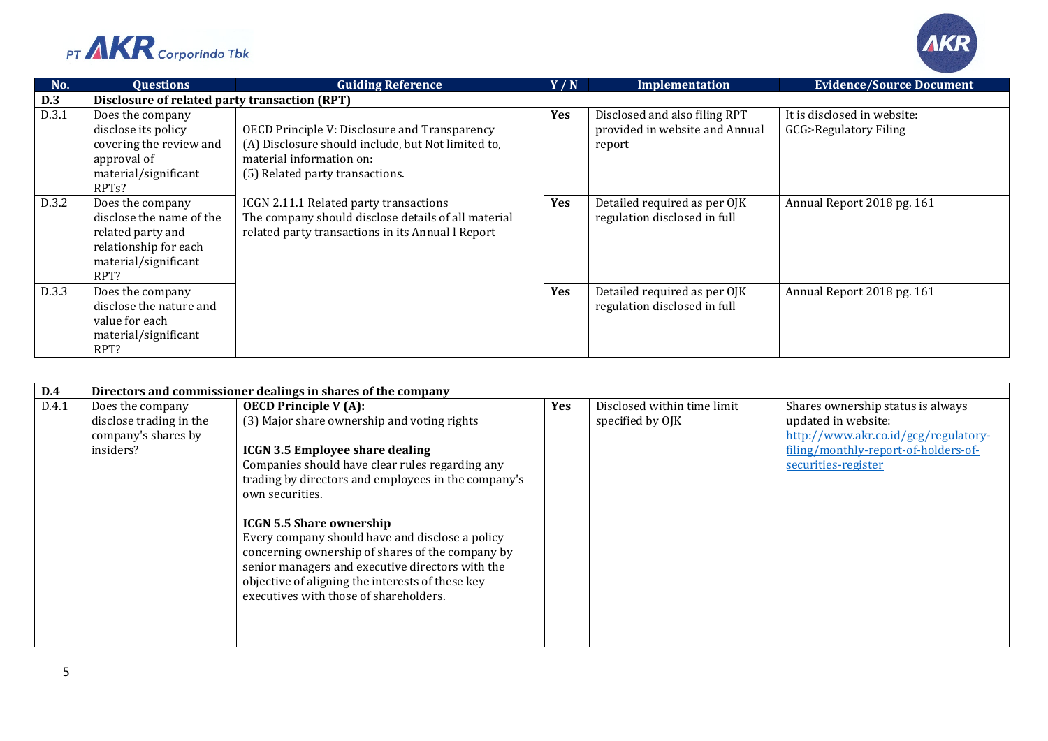| No. | Questions | Guiding Reference | Y / N | Implementation | Evidence/Source Document |
|---|---|---|---|---|---|
| **D.3** | **Disclosure of related party transaction (RPT)** | | | | |
| D.3.1 | Does the company disclose its policy covering the review and approval of material/significant RPTs? | OECD Principle V: Disclosure and Transparency (A) Disclosure should include, but Not limited to, material information on: (5) Related party transactions.<br><br>ICGN 2.11.1 Related party transactions The company should disclose details of all material related party transactions in its Annual l Report | **Yes** | Disclosed and also filing RPT provided in website and Annual report | It is disclosed in website: GCG>Regulatory Filing |
| D.3.2 | Does the company disclose the name of the related party and relationship for each material/significant RPT? | | **Yes** | Detailed required as per OJK regulation disclosed in full | Annual Report 2018 pg. 161 |
| D.3.3 | Does the company disclose the nature and value for each material/significant RPT? | | **Yes** | Detailed required as per OJK regulation disclosed in full | Annual Report 2018 pg. 161 |

| No. | Questions | Guiding Reference | Y / N | Implementation | Evidence/Source Document |
|---|---|---|---|---|---|
| **D.4** | **Directors and commissioner dealings in shares of the company** | | | | |
| D.4.1 | Does the company disclose trading in the company's shares by insiders? | **OECD Principle V (A):** (3) Major share ownership and voting rights<br><br>**ICGN 3.5 Employee share dealing** Companies should have clear rules regarding any trading by directors and employees in the company's own securities.<br><br>**ICGN 5.5 Share ownership** Every company should have and disclose a policy concerning ownership of shares of the company by senior managers and executive directors with the objective of aligning the interests of these key executives with those of shareholders. | **Yes** | Disclosed within time limit specified by OJK | Shares ownership status is always updated in website: [http://www.akr.co.id/gcg/regulatory-filing/monthly-report-of-holders-of-securities-register](http://www.akr.co.id/gcg/regulatory-filing/monthly-report-of-holders-of-securities-register) |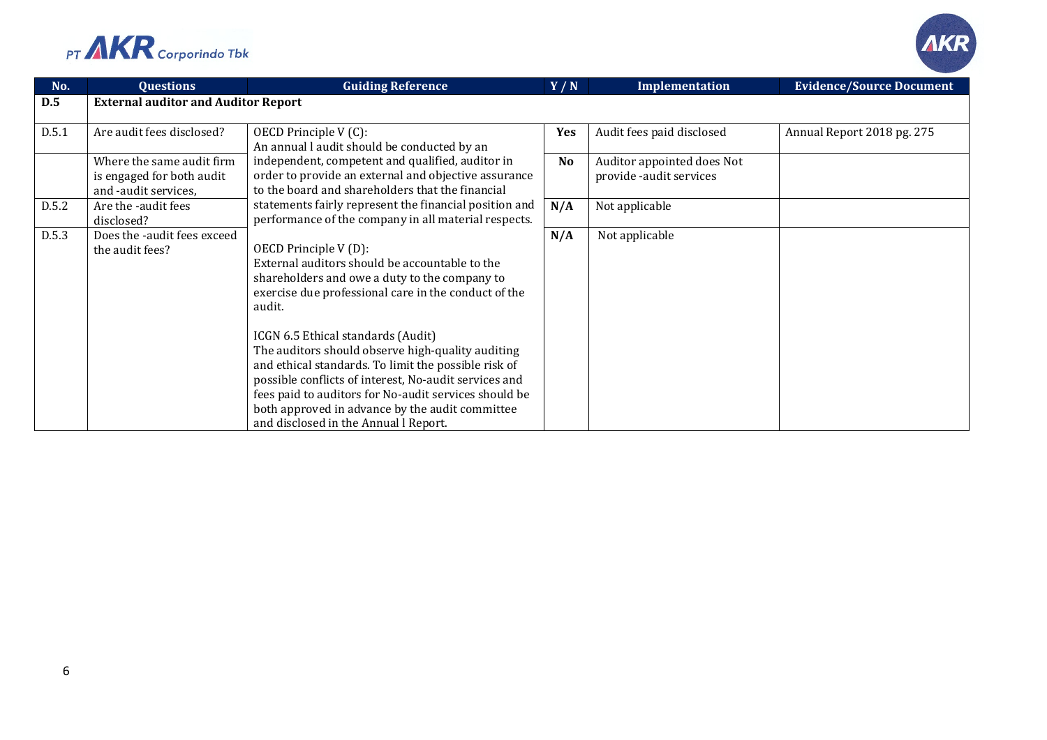| No. | Questions | Guiding Reference | Y / N | Implementation | Evidence/Source Document |
|---|---|---|---|---|---|
| **D.5** | **External auditor and Auditor Report** | | | | |
| D.5.1 | Are audit fees disclosed? | OECD Principle V (C): An annual l audit should be conducted by an independent, competent and qualified, auditor in order to provide an external and objective assurance to the board and shareholders that the financial statements fairly represent the financial position and performance of the company in all material respects.<br><br>OECD Principle V (D): External auditors should be accountable to the shareholders and owe a duty to the company to exercise due professional care in the conduct of the audit.<br><br>ICGN 6.5 Ethical standards (Audit) The auditors should observe high-quality auditing and ethical standards. To limit the possible risk of possible conflicts of interest, No-audit services and fees paid to auditors for No-audit services should be both approved in advance by the audit committee and disclosed in the Annual l Report. | **Yes** | Audit fees paid disclosed | Annual Report 2018 pg. 275 |
| | Where the same audit firm is engaged for both audit and -audit services, | | **No** | Auditor appointed does Not provide -audit services | |
| D.5.2 | Are the -audit fees disclosed? | | **N/A** | Not applicable | |
| D.5.3 | Does the -audit fees exceed the audit fees? | | **N/A** | Not applicable | |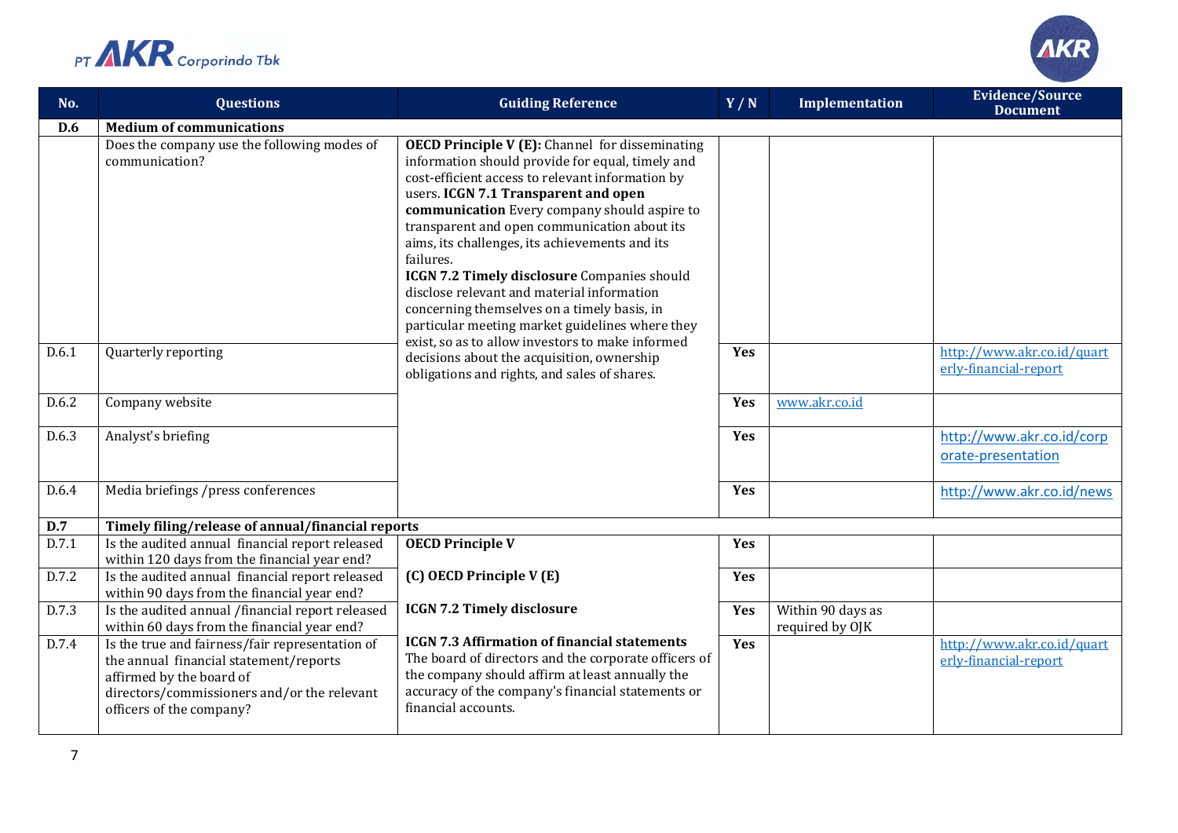| No. | Questions | Guiding Reference | Y / N | Implementation | Evidence/Source Document |
| --- | --- | --- | --- | --- | --- |
| **D.6** | **Medium of communications** | | | | |
| | Does the company use the following modes of communication? | **OECD Principle V (E):** Channel for disseminating information should provide for equal, timely and cost-efficient access to relevant information by users. **ICGN 7.1 Transparent and open communication** Every company should aspire to transparent and open communication about its aims, its challenges, its achievements and its failures. **ICGN 7.2 Timely disclosure** Companies should disclose relevant and material information concerning themselves on a timely basis, in particular meeting market guidelines where they exist, so as to allow investors to make informed decisions about the acquisition, ownership obligations and rights, and sales of shares. | | | |
| D.6.1 | Quarterly reporting | | **Yes** | | http://www.akr.co.id/quarterly-financial-report |
| D.6.2 | Company website | | **Yes** | www.akr.co.id | |
| D.6.3 | Analyst's briefing | | **Yes** | | http://www.akr.co.id/corporate-presentation |
| D.6.4 | Media briefings /press conferences | | **Yes** | | http://www.akr.co.id/news |
| **D.7** | **Timely filing/release of annual/financial reports** | | | | |
| D.7.1 | Is the audited annual financial report released within 120 days from the financial year end? | **OECD Principle V** | **Yes** | | |
| D.7.2 | Is the audited annual financial report released within 90 days from the financial year end? | **(C) OECD Principle V (E)** | **Yes** | | |
| D.7.3 | Is the audited annual /financial report released within 60 days from the financial year end? | **ICGN 7.2 Timely disclosure** | **Yes** | Within 90 days as required by OJK | |
| D.7.4 | Is the true and fairness/fair representation of the annual financial statement/reports affirmed by the board of directors/commissioners and/or the relevant officers of the company? | **ICGN 7.3 Affirmation of financial statements** The board of directors and the corporate officers of the company should affirm at least annually the accuracy of the company's financial statements or financial accounts. | **Yes** | | http://www.akr.co.id/quarterly-financial-report |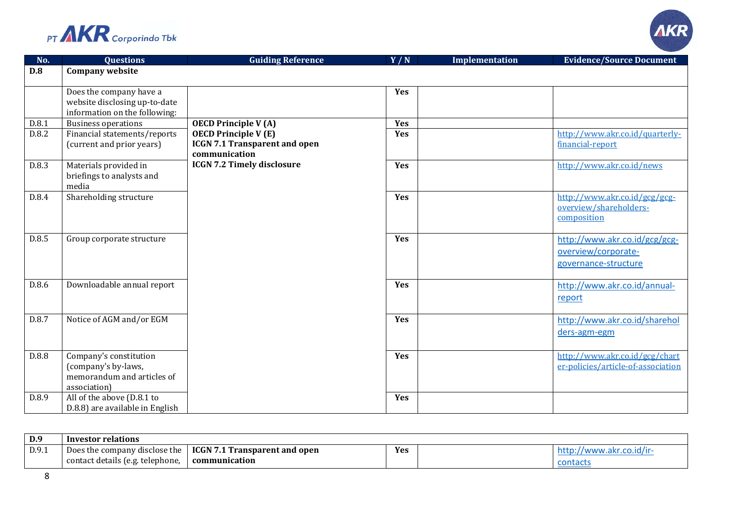| No. | Questions | Guiding Reference | Y / N | Implementation | Evidence/Source Document |
|---|---|---|---|---|---|
| **D.8** | **Company website** | | | | |
| | Does the company have a website disclosing up-to-date information on the following: | | **Yes** | | |
| D.8.1 | Business operations | **OECD Principle V (A)** | **Yes** | | |
| D.8.2 | Financial statements/reports (current and prior years) | **OECD Principle V (E)** **ICGN 7.1 Transparent and open communication** | **Yes** | | http://www.akr.co.id/quarterly-financial-report |
| D.8.3 | Materials provided in briefings to analysts and media | **ICGN 7.2 Timely disclosure** | **Yes** | | http://www.akr.co.id/news |
| D.8.4 | Shareholding structure | | **Yes** | | http://www.akr.co.id/gcg/gcg-overview/shareholders-composition |
| D.8.5 | Group corporate structure | | **Yes** | | http://www.akr.co.id/gcg/gcg-overview/corporate-governance-structure |
| D.8.6 | Downloadable annual report | | **Yes** | | http://www.akr.co.id/annual-report |
| D.8.7 | Notice of AGM and/or EGM | | **Yes** | | http://www.akr.co.id/shareholders-agm-egm |
| D.8.8 | Company's constitution (company's by-laws, memorandum and articles of association) | | **Yes** | | http://www.akr.co.id/gcg/charter-policies/article-of-association |
| D.8.9 | All of the above (D.8.1 to D.8.8) are available in English | | **Yes** | | |

| No. | Questions | Guiding Reference | Y / N | Implementation | Evidence/Source Document |
|---|---|---|---|---|---|
| **D.9** | **Investor relations** | | | | |
| D.9.1 | Does the company disclose the contact details (e.g. telephone, | **ICGN 7.1 Transparent and open communication** | **Yes** | | http://www.akr.co.id/ir-contacts |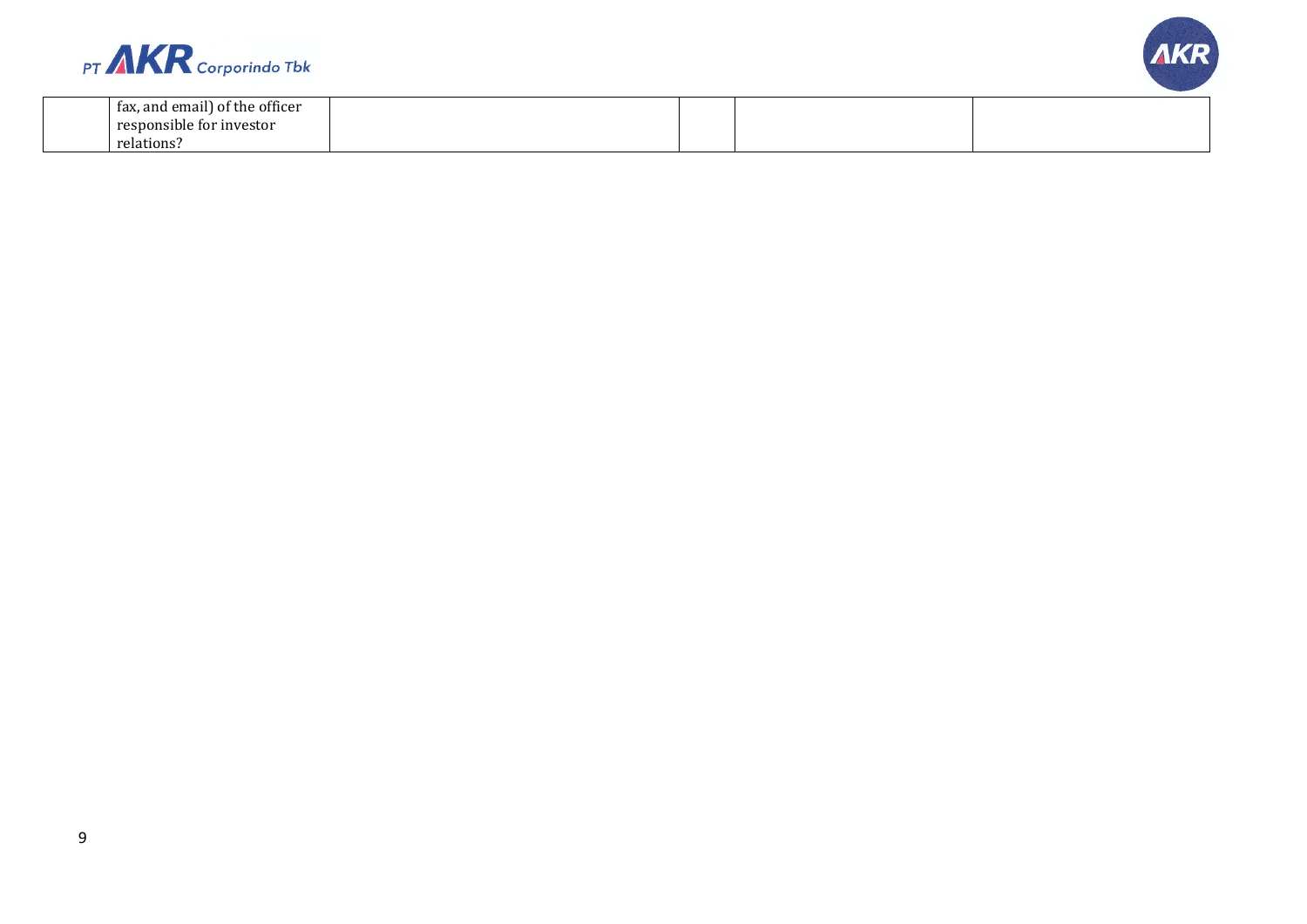| | | | | | |
|---|---|---|---|---|---|
| | fax, and email) of the officer responsible for investor relations? | | | | |